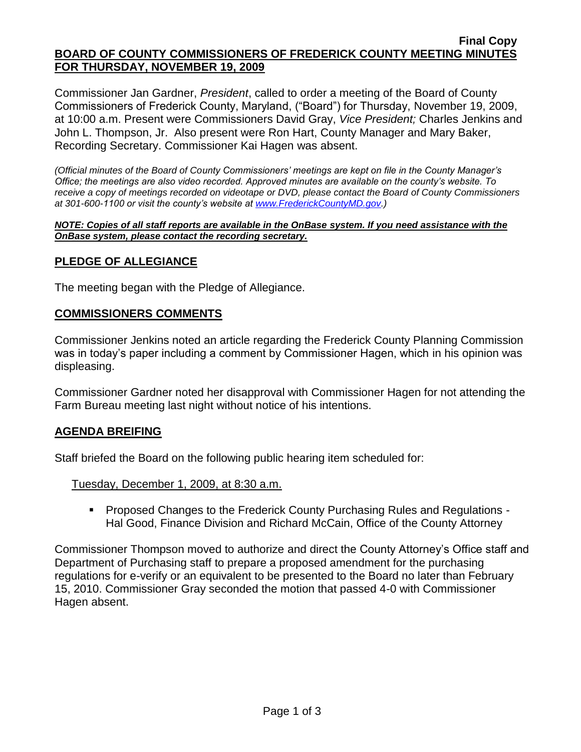**Final Copy**

**BOARD OF COUNTY COMMISSIONERS OF FREDERICK COUNTY MEETING MINUTES FOR THURSDAY, NOVEMBER 19, 2009**

Commissioner Jan Gardner, *President*, called to order a meeting of the Board of County Commissioners of Frederick County, Maryland, ("Board") for Thursday, November 19, 2009, at 10:00 a.m. Present were Commissioners David Gray, *Vice President;* Charles Jenkins and John L. Thompson, Jr. Also present were Ron Hart, County Manager and Mary Baker, Recording Secretary. Commissioner Kai Hagen was absent.

*(Official minutes of the Board of County Commissioners' meetings are kept on file in the County Manager's Office; the meetings are also video recorded. Approved minutes are available on the county's website. To receive a copy of meetings recorded on videotape or DVD, please contact the Board of County Commissioners at 301-600-1100 or visit the county's website at www.FrederickCountyMD.gov.)*

***NOTE: Copies of all staff reports are available in the OnBase system. If you need assistance with the OnBase system, please contact the recording secretary.***

## PLEDGE OF ALLEGIANCE

The meeting began with the Pledge of Allegiance.

## COMMISSIONERS COMMENTS

Commissioner Jenkins noted an article regarding the Frederick County Planning Commission was in today's paper including a comment by Commissioner Hagen, which in his opinion was displeasing.

Commissioner Gardner noted her disapproval with Commissioner Hagen for not attending the Farm Bureau meeting last night without notice of his intentions.

## AGENDA BREIFING

Staff briefed the Board on the following public hearing item scheduled for:

Tuesday, December 1, 2009, at 8:30 a.m.

- Proposed Changes to the Frederick County Purchasing Rules and Regulations - Hal Good, Finance Division and Richard McCain, Office of the County Attorney

Commissioner Thompson moved to authorize and direct the County Attorney's Office staff and Department of Purchasing staff to prepare a proposed amendment for the purchasing regulations for e-verify or an equivalent to be presented to the Board no later than February 15, 2010. Commissioner Gray seconded the motion that passed 4-0 with Commissioner Hagen absent.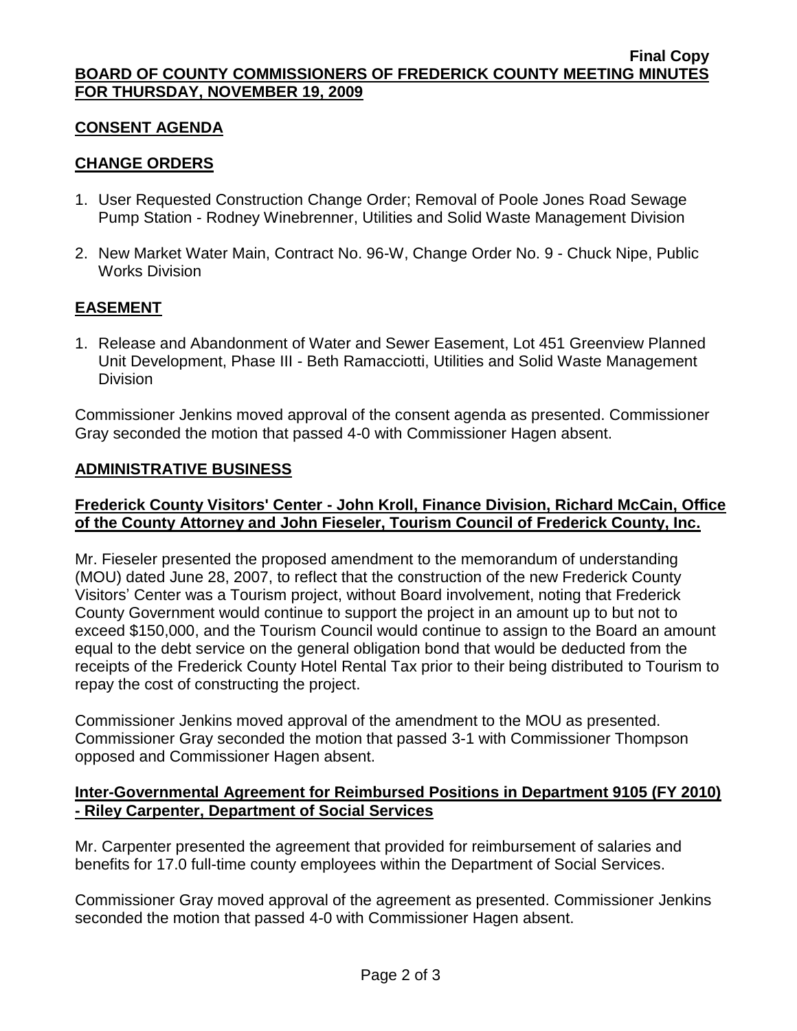**Final Copy**

**BOARD OF COUNTY COMMISSIONERS OF FREDERICK COUNTY MEETING MINUTES FOR THURSDAY, NOVEMBER 19, 2009**

## CONSENT AGENDA

## CHANGE ORDERS

1. User Requested Construction Change Order; Removal of Poole Jones Road Sewage Pump Station - Rodney Winebrenner, Utilities and Solid Waste Management Division
2. New Market Water Main, Contract No. 96-W, Change Order No. 9 - Chuck Nipe, Public Works Division

## EASEMENT

1. Release and Abandonment of Water and Sewer Easement, Lot 451 Greenview Planned Unit Development, Phase III - Beth Ramacciotti, Utilities and Solid Waste Management Division

Commissioner Jenkins moved approval of the consent agenda as presented. Commissioner Gray seconded the motion that passed 4-0 with Commissioner Hagen absent.

## ADMINISTRATIVE BUSINESS

### Frederick County Visitors' Center - John Kroll, Finance Division, Richard McCain, Office of the County Attorney and John Fieseler, Tourism Council of Frederick County, Inc.

Mr. Fieseler presented the proposed amendment to the memorandum of understanding (MOU) dated June 28, 2007, to reflect that the construction of the new Frederick County Visitors' Center was a Tourism project, without Board involvement, noting that Frederick County Government would continue to support the project in an amount up to but not to exceed $150,000, and the Tourism Council would continue to assign to the Board an amount equal to the debt service on the general obligation bond that would be deducted from the receipts of the Frederick County Hotel Rental Tax prior to their being distributed to Tourism to repay the cost of constructing the project.

Commissioner Jenkins moved approval of the amendment to the MOU as presented. Commissioner Gray seconded the motion that passed 3-1 with Commissioner Thompson opposed and Commissioner Hagen absent.

### Inter-Governmental Agreement for Reimbursed Positions in Department 9105 (FY 2010) - Riley Carpenter, Department of Social Services

Mr. Carpenter presented the agreement that provided for reimbursement of salaries and benefits for 17.0 full-time county employees within the Department of Social Services.

Commissioner Gray moved approval of the agreement as presented. Commissioner Jenkins seconded the motion that passed 4-0 with Commissioner Hagen absent.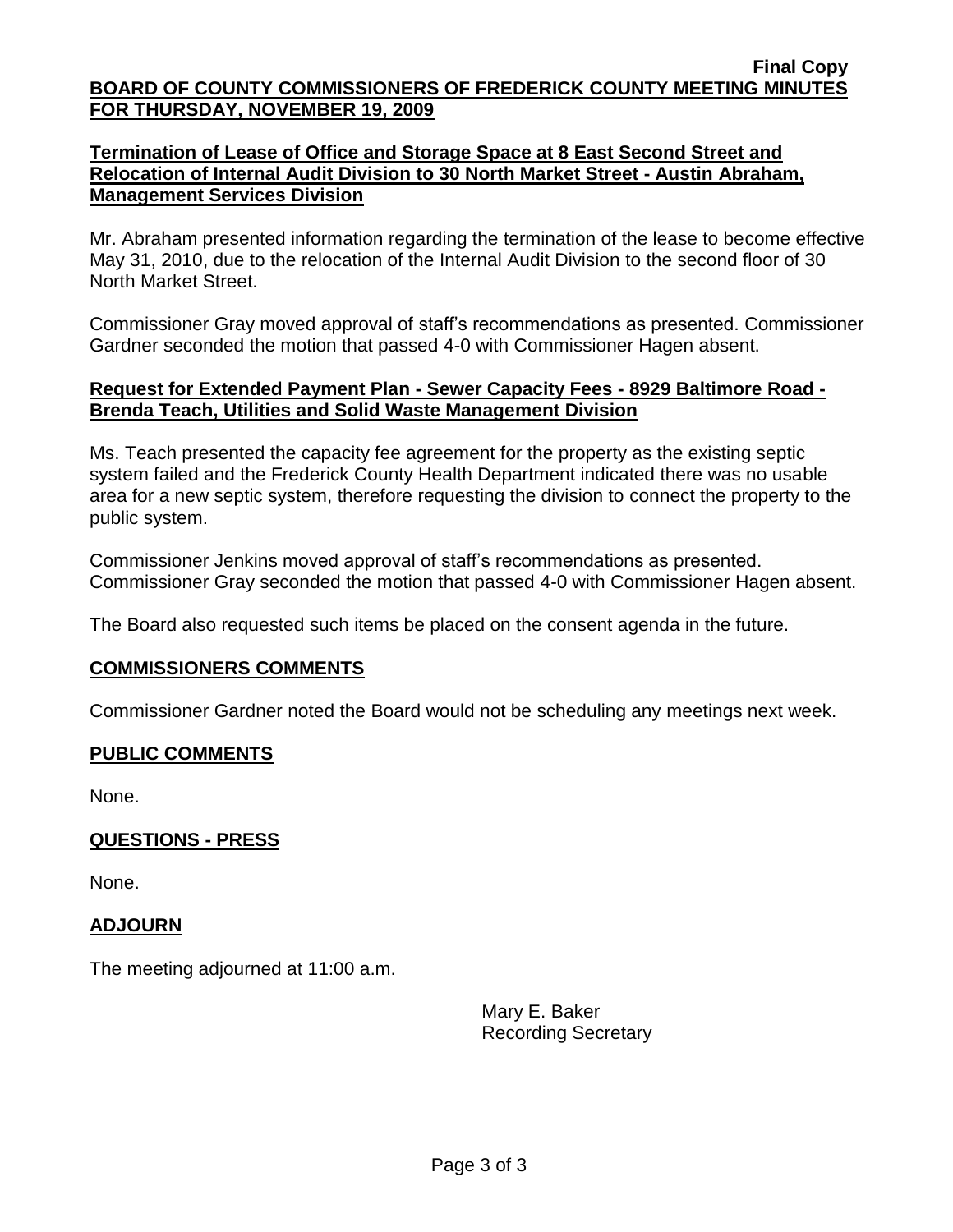**Termination of Lease of Office and Storage Space at 8 East Second Street and Relocation of Internal Audit Division to 30 North Market Street - Austin Abraham, Management Services Division**

Mr. Abraham presented information regarding the termination of the lease to become effective May 31, 2010, due to the relocation of the Internal Audit Division to the second floor of 30 North Market Street.

Commissioner Gray moved approval of staff's recommendations as presented. Commissioner Gardner seconded the motion that passed 4-0 with Commissioner Hagen absent.

**Request for Extended Payment Plan - Sewer Capacity Fees - 8929 Baltimore Road - Brenda Teach, Utilities and Solid Waste Management Division**

Ms. Teach presented the capacity fee agreement for the property as the existing septic system failed and the Frederick County Health Department indicated there was no usable area for a new septic system, therefore requesting the division to connect the property to the public system.

Commissioner Jenkins moved approval of staff's recommendations as presented. Commissioner Gray seconded the motion that passed 4-0 with Commissioner Hagen absent.

The Board also requested such items be placed on the consent agenda in the future.

## COMMISSIONERS COMMENTS

Commissioner Gardner noted the Board would not be scheduling any meetings next week.

## PUBLIC COMMENTS

None.

## QUESTIONS - PRESS

None.

## ADJOURN

The meeting adjourned at 11:00 a.m.

Mary E. Baker
Recording Secretary